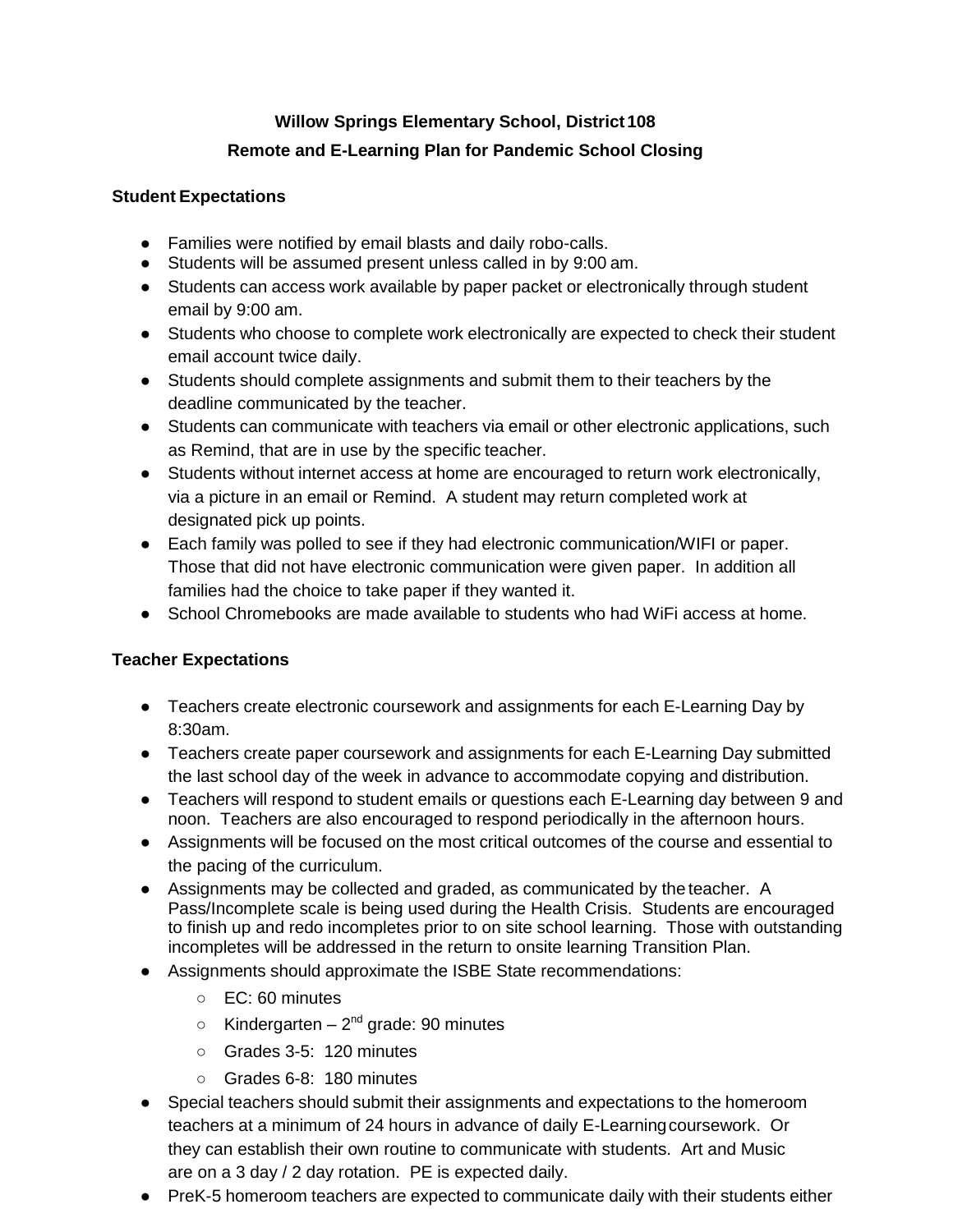**Willow Springs Elementary School, District 108**

**Remote and E-Learning Plan for Pandemic School Closing**

## Student Expectations

- Families were notified by email blasts and daily robo-calls.
- Students will be assumed present unless called in by 9:00 am.
- Students can access work available by paper packet or electronically through student email by 9:00 am.
- Students who choose to complete work electronically are expected to check their student email account twice daily.
- Students should complete assignments and submit them to their teachers by the deadline communicated by the teacher.
- Students can communicate with teachers via email or other electronic applications, such as Remind, that are in use by the specific teacher.
- Students without internet access at home are encouraged to return work electronically, via a picture in an email or Remind. A student may return completed work at designated pick up points.
- Each family was polled to see if they had electronic communication/WIFI or paper. Those that did not have electronic communication were given paper. In addition all families had the choice to take paper if they wanted it.
- School Chromebooks are made available to students who had WiFi access at home.

## Teacher Expectations

- Teachers create electronic coursework and assignments for each E-Learning Day by 8:30am.
- Teachers create paper coursework and assignments for each E-Learning Day submitted the last school day of the week in advance to accommodate copying and distribution.
- Teachers will respond to student emails or questions each E-Learning day between 9 and noon. Teachers are also encouraged to respond periodically in the afternoon hours.
- Assignments will be focused on the most critical outcomes of the course and essential to the pacing of the curriculum.
- Assignments may be collected and graded, as communicated by the teacher. A Pass/Incomplete scale is being used during the Health Crisis. Students are encouraged to finish up and redo incompletes prior to on site school learning. Those with outstanding incompletes will be addressed in the return to onsite learning Transition Plan.
- Assignments should approximate the ISBE State recommendations:
  - EC: 60 minutes
  - Kindergarten – 2nd grade: 90 minutes
  - Grades 3-5: 120 minutes
  - Grades 6-8: 180 minutes
- Special teachers should submit their assignments and expectations to the homeroom teachers at a minimum of 24 hours in advance of daily E-Learning coursework. Or they can establish their own routine to communicate with students. Art and Music are on a 3 day / 2 day rotation. PE is expected daily.
- PreK-5 homeroom teachers are expected to communicate daily with their students either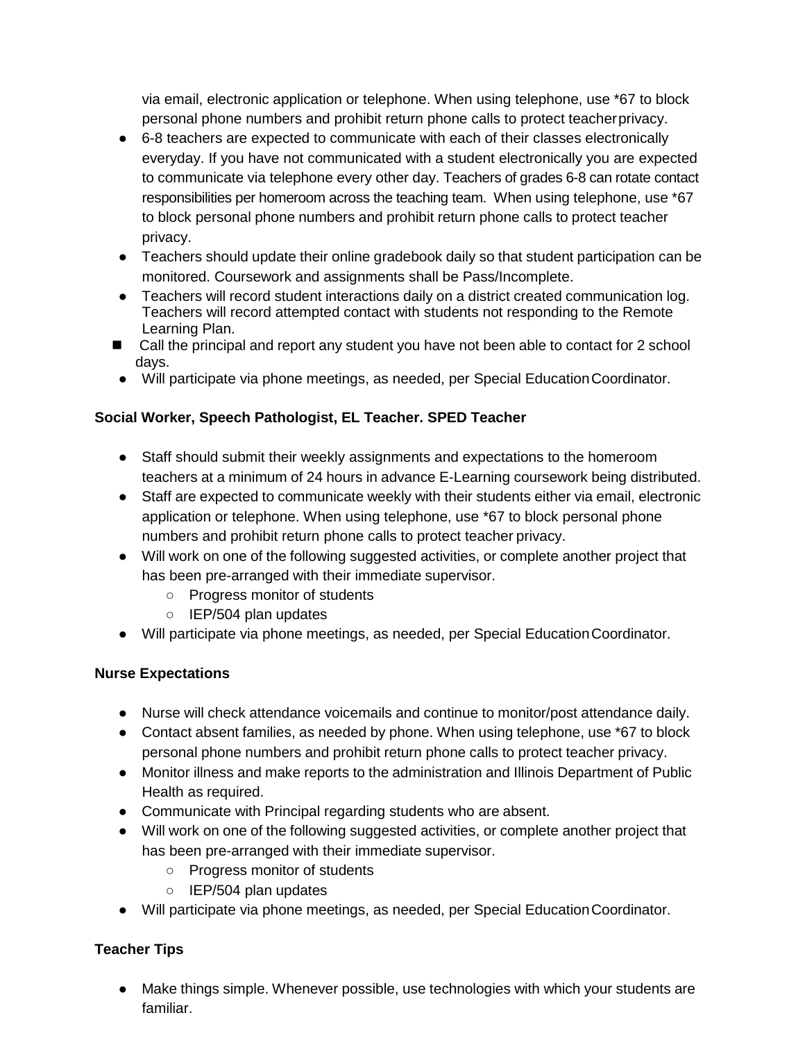via email, electronic application or telephone. When using telephone, use *67 to block personal phone numbers and prohibit return phone calls to protect teacher privacy.

- 6-8 teachers are expected to communicate with each of their classes electronically everyday. If you have not communicated with a student electronically you are expected to communicate via telephone every other day. Teachers of grades 6-8 can rotate contact responsibilities per homeroom across the teaching team. When using telephone, use *67 to block personal phone numbers and prohibit return phone calls to protect teacher privacy.
- Teachers should update their online gradebook daily so that student participation can be monitored. Coursework and assignments shall be Pass/Incomplete.
- Teachers will record student interactions daily on a district created communication log. Teachers will record attempted contact with students not responding to the Remote Learning Plan.
- Call the principal and report any student you have not been able to contact for 2 school days.
- Will participate via phone meetings, as needed, per Special Education Coordinator.

**Social Worker, Speech Pathologist, EL Teacher. SPED Teacher**

- Staff should submit their weekly assignments and expectations to the homeroom teachers at a minimum of 24 hours in advance E-Learning coursework being distributed.
- Staff are expected to communicate weekly with their students either via email, electronic application or telephone. When using telephone, use *67 to block personal phone numbers and prohibit return phone calls to protect teacher privacy.
- Will work on one of the following suggested activities, or complete another project that has been pre-arranged with their immediate supervisor.
  - Progress monitor of students
  - IEP/504 plan updates
- Will participate via phone meetings, as needed, per Special Education Coordinator.

**Nurse Expectations**

- Nurse will check attendance voicemails and continue to monitor/post attendance daily.
- Contact absent families, as needed by phone. When using telephone, use *67 to block personal phone numbers and prohibit return phone calls to protect teacher privacy.
- Monitor illness and make reports to the administration and Illinois Department of Public Health as required.
- Communicate with Principal regarding students who are absent.
- Will work on one of the following suggested activities, or complete another project that has been pre-arranged with their immediate supervisor.
  - Progress monitor of students
  - IEP/504 plan updates
- Will participate via phone meetings, as needed, per Special Education Coordinator.

**Teacher Tips**

- Make things simple. Whenever possible, use technologies with which your students are familiar.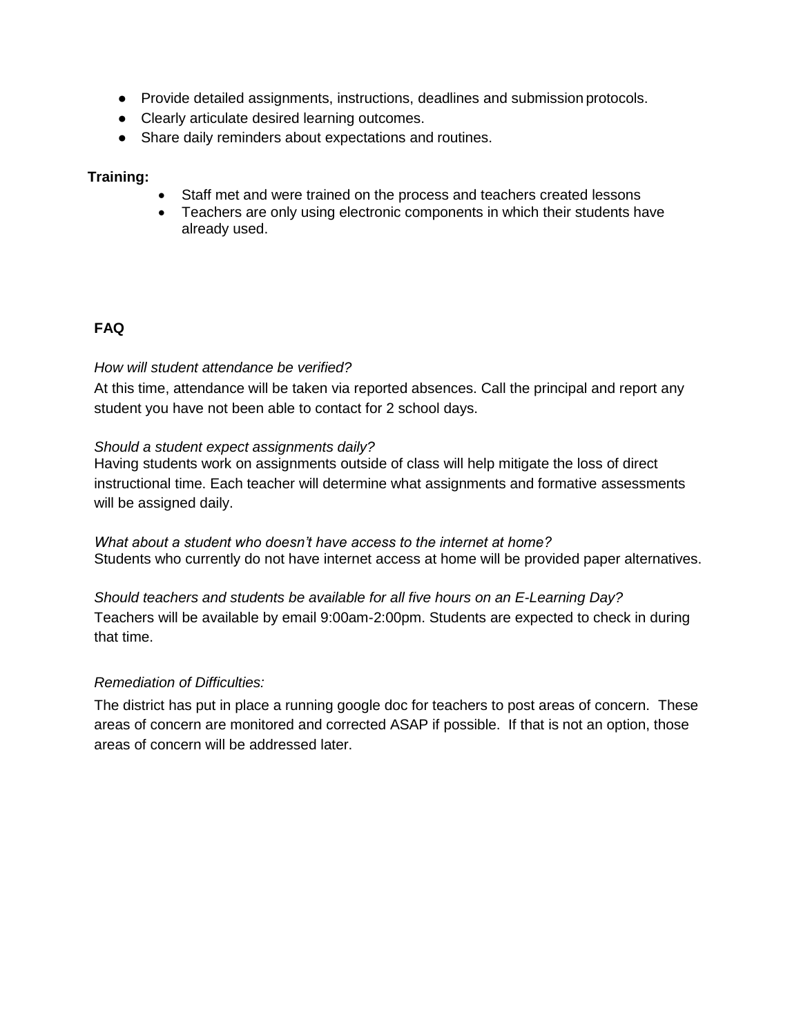- Provide detailed assignments, instructions, deadlines and submission protocols.
- Clearly articulate desired learning outcomes.
- Share daily reminders about expectations and routines.

**Training:**

- Staff met and were trained on the process and teachers created lessons
- Teachers are only using electronic components in which their students have already used.

**FAQ**

*How will student attendance be verified?*

At this time, attendance will be taken via reported absences. Call the principal and report any student you have not been able to contact for 2 school days.

*Should a student expect assignments daily?*

Having students work on assignments outside of class will help mitigate the loss of direct instructional time. Each teacher will determine what assignments and formative assessments will be assigned daily.

*What about a student who doesn't have access to the internet at home?*

Students who currently do not have internet access at home will be provided paper alternatives.

*Should teachers and students be available for all five hours on an E-Learning Day?*

Teachers will be available by email 9:00am-2:00pm. Students are expected to check in during that time.

*Remediation of Difficulties:*

The district has put in place a running google doc for teachers to post areas of concern. These areas of concern are monitored and corrected ASAP if possible. If that is not an option, those areas of concern will be addressed later.